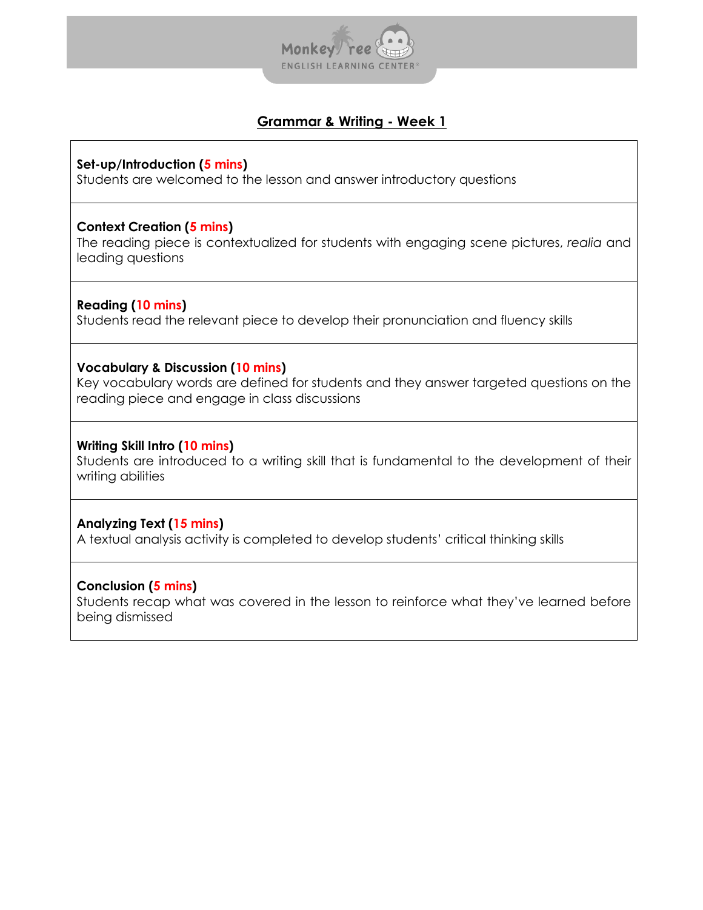# Grammar & Writing - Week 1

**Set-up/Introduction (5 mins)**
Students are welcomed to the lesson and answer introductory questions

**Context Creation (5 mins)**
The reading piece is contextualized for students with engaging scene pictures, *realia* and leading questions

**Reading (10 mins)**
Students read the relevant piece to develop their pronunciation and fluency skills

**Vocabulary & Discussion (10 mins)**
Key vocabulary words are defined for students and they answer targeted questions on the reading piece and engage in class discussions

**Writing Skill Intro (10 mins)**
Students are introduced to a writing skill that is fundamental to the development of their writing abilities

**Analyzing Text (15 mins)**
A textual analysis activity is completed to develop students' critical thinking skills

**Conclusion (5 mins)**
Students recap what was covered in the lesson to reinforce what they've learned before being dismissed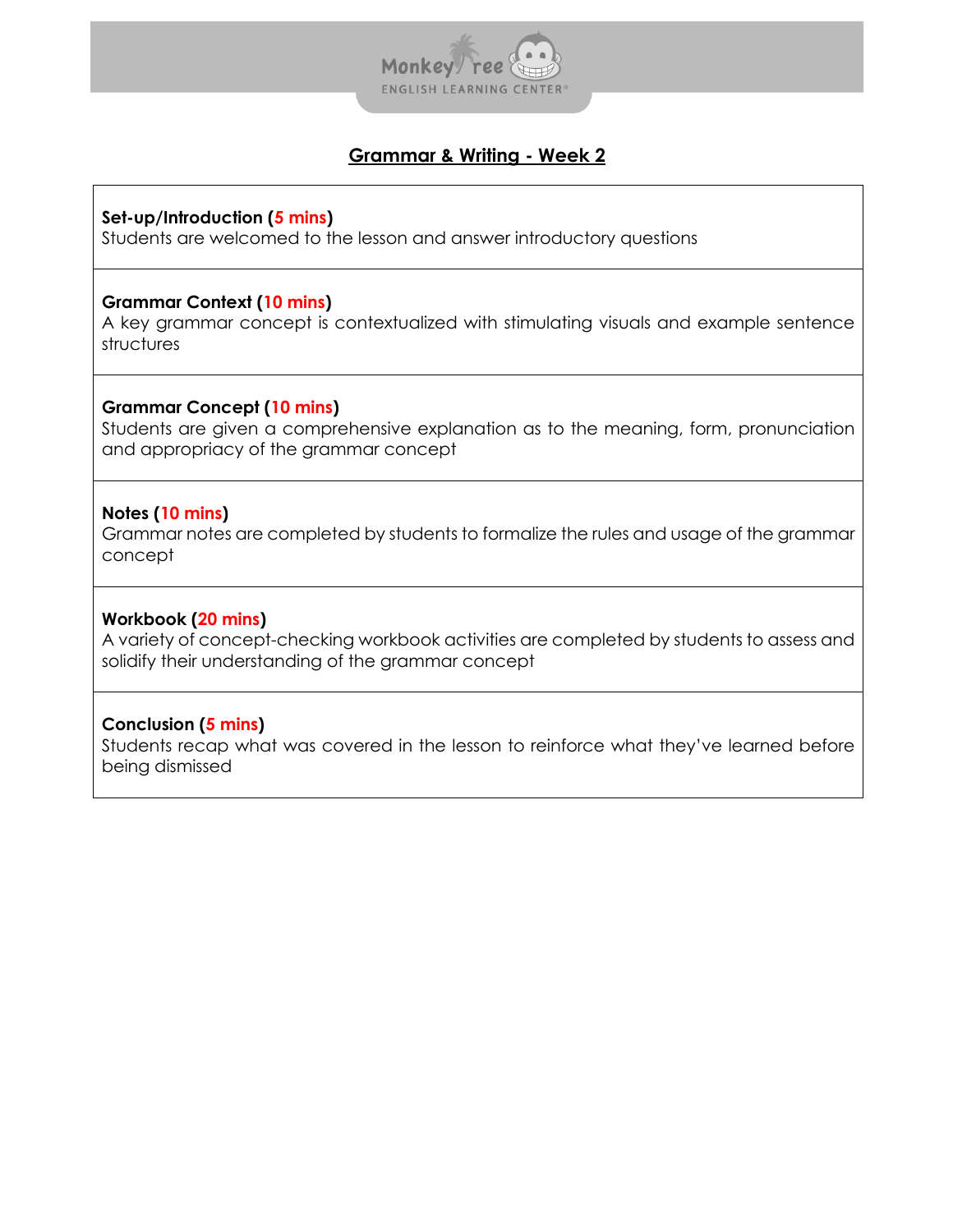## Grammar & Writing - Week 2

**Set-up/Introduction (5 mins)**
Students are welcomed to the lesson and answer introductory questions

**Grammar Context (10 mins)**
A key grammar concept is contextualized with stimulating visuals and example sentence structures

**Grammar Concept (10 mins)**
Students are given a comprehensive explanation as to the meaning, form, pronunciation and appropriacy of the grammar concept

**Notes (10 mins)**
Grammar notes are completed by students to formalize the rules and usage of the grammar concept

**Workbook (20 mins)**
A variety of concept-checking workbook activities are completed by students to assess and solidify their understanding of the grammar concept

**Conclusion (5 mins)**
Students recap what was covered in the lesson to reinforce what they've learned before being dismissed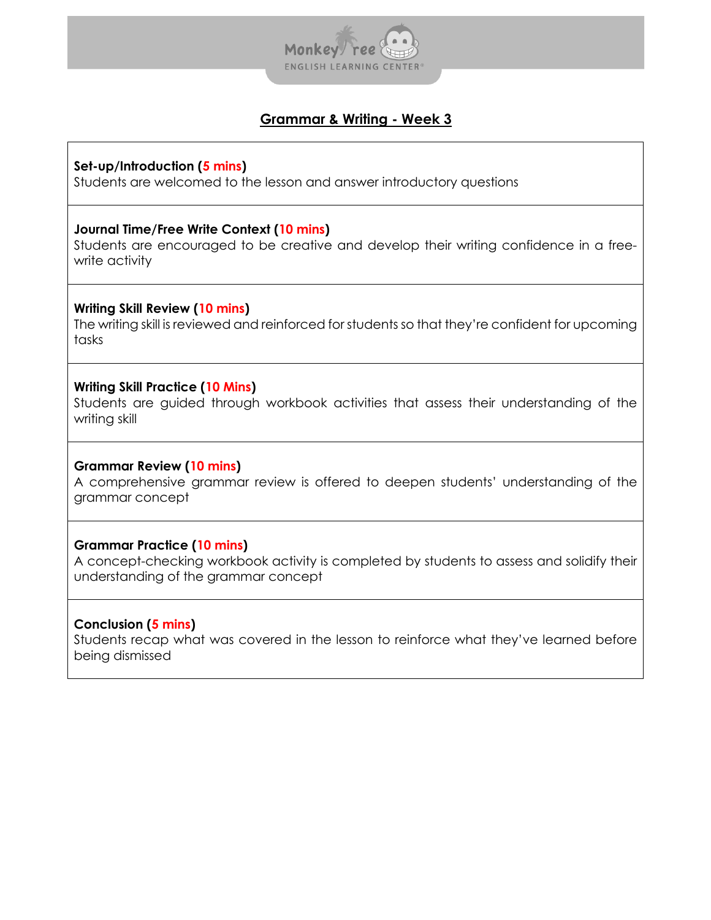## Grammar & Writing - Week 3

**Set-up/Introduction (5 mins)**
Students are welcomed to the lesson and answer introductory questions

**Journal Time/Free Write Context (10 mins)**
Students are encouraged to be creative and develop their writing confidence in a free-write activity

**Writing Skill Review (10 mins)**
The writing skill is reviewed and reinforced for students so that they're confident for upcoming tasks

**Writing Skill Practice (10 Mins)**
Students are guided through workbook activities that assess their understanding of the writing skill

**Grammar Review (10 mins)**
A comprehensive grammar review is offered to deepen students' understanding of the grammar concept

**Grammar Practice (10 mins)**
A concept-checking workbook activity is completed by students to assess and solidify their understanding of the grammar concept

**Conclusion (5 mins)**
Students recap what was covered in the lesson to reinforce what they've learned before being dismissed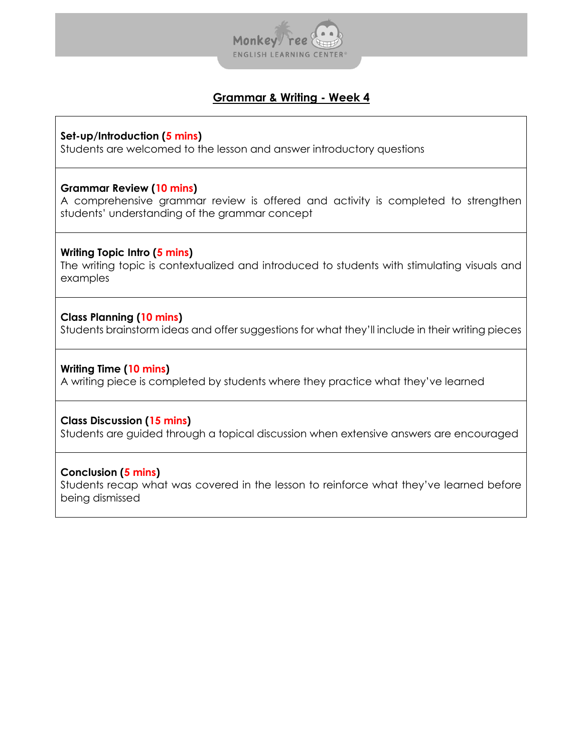## Grammar & Writing - Week 4

**Set-up/Introduction (5 mins)**
Students are welcomed to the lesson and answer introductory questions

**Grammar Review (10 mins)**
A comprehensive grammar review is offered and activity is completed to strengthen students' understanding of the grammar concept

**Writing Topic Intro (5 mins)**
The writing topic is contextualized and introduced to students with stimulating visuals and examples

**Class Planning (10 mins)**
Students brainstorm ideas and offer suggestions for what they'll include in their writing pieces

**Writing Time (10 mins)**
A writing piece is completed by students where they practice what they've learned

**Class Discussion (15 mins)**
Students are guided through a topical discussion when extensive answers are encouraged

**Conclusion (5 mins)**
Students recap what was covered in the lesson to reinforce what they've learned before being dismissed